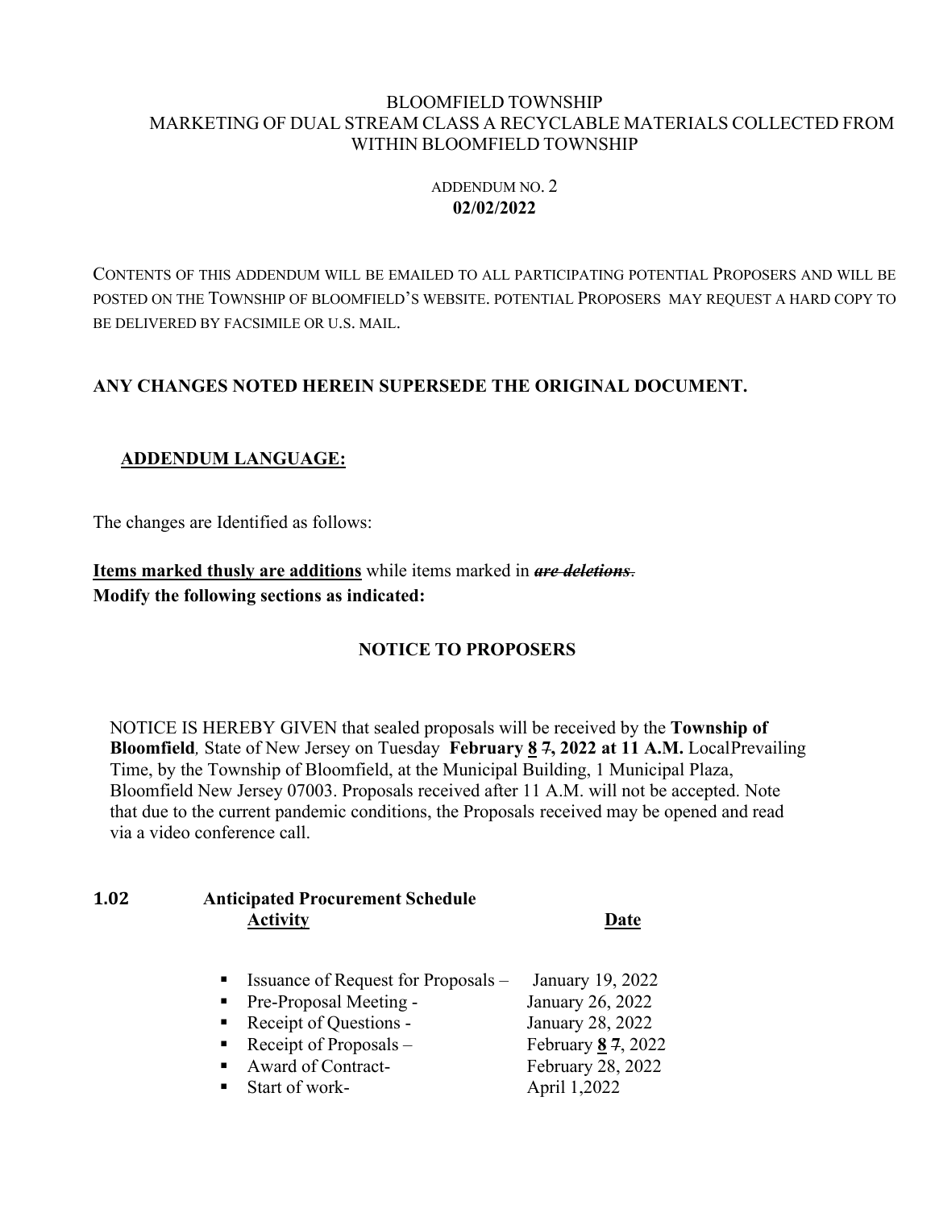BLOOMFIELD TOWNSHIP
MARKETING OF DUAL STREAM CLASS A RECYCLABLE MATERIALS COLLECTED FROM WITHIN BLOOMFIELD TOWNSHIP

ADDENDUM NO. 2
**02/02/2022**

CONTENTS OF THIS ADDENDUM WILL BE EMAILED TO ALL PARTICIPATING POTENTIAL PROPOSERS AND WILL BE POSTED ON THE TOWNSHIP OF BLOOMFIELD'S WEBSITE. POTENTIAL PROPOSERS MAY REQUEST A HARD COPY TO BE DELIVERED BY FACSIMILE OR U.S. MAIL.

**ANY CHANGES NOTED HEREIN SUPERSEDE THE ORIGINAL DOCUMENT.**

**<u>ADDENDUM LANGUAGE:</u>**

The changes are Identified as follows:

**<u>Items marked thusly are additions</u>** while items marked in ***~~are deletions~~***.
**Modify the following sections as indicated:**

**NOTICE TO PROPOSERS**

NOTICE IS HEREBY GIVEN that sealed proposals will be received by the **Township of Bloomfield***,* State of New Jersey on Tuesday **February <u>8</u> ~~7~~, 2022 at 11 A.M.** LocalPrevailing Time, by the Township of Bloomfield, at the Municipal Building, 1 Municipal Plaza, Bloomfield New Jersey 07003. Proposals received after 11 A.M. will not be accepted. Note that due to the current pandemic conditions, the Proposals received may be opened and read via a video conference call.

**1.02 Anticipated Procurement Schedule**

| **<u>Activity</u>** | **<u>Date</u>** |
|---|---|
| ▪ Issuance of Request for Proposals – | January 19, 2022 |
| ▪ Pre-Proposal Meeting - | January 26, 2022 |
| ▪ Receipt of Questions - | January 28, 2022 |
| ▪ Receipt of Proposals – | February **<u>8</u>** ~~7~~, 2022 |
| ▪ Award of Contract- | February 28, 2022 |
| ▪ Start of work- | April 1,2022 |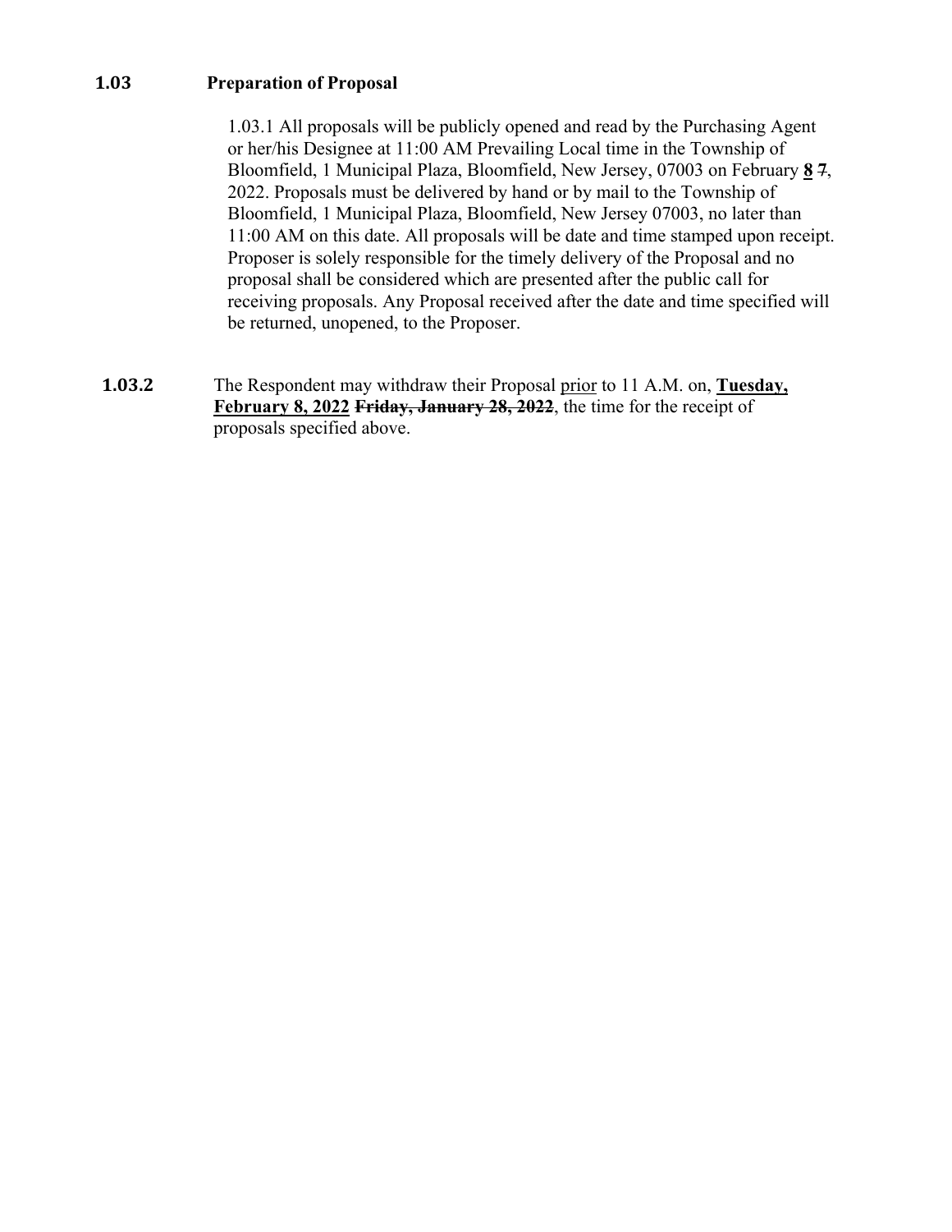## 1.03 Preparation of Proposal

1.03.1 All proposals will be publicly opened and read by the Purchasing Agent or her/his Designee at 11:00 AM Prevailing Local time in the Township of Bloomfield, 1 Municipal Plaza, Bloomfield, New Jersey, 07003 on February <u>**8**</u> ~~7~~, 2022. Proposals must be delivered by hand or by mail to the Township of Bloomfield, 1 Municipal Plaza, Bloomfield, New Jersey 07003, no later than 11:00 AM on this date. All proposals will be date and time stamped upon receipt. Proposer is solely responsible for the timely delivery of the Proposal and no proposal shall be considered which are presented after the public call for receiving proposals. Any Proposal received after the date and time specified will be returned, unopened, to the Proposer.

**1.03.2** The Respondent may withdraw their Proposal <u>prior</u> to 11 A.M. on, <u>**Tuesday, February 8, 2022**</u> ~~**Friday, January 28, 2022**~~, the time for the receipt of proposals specified above.